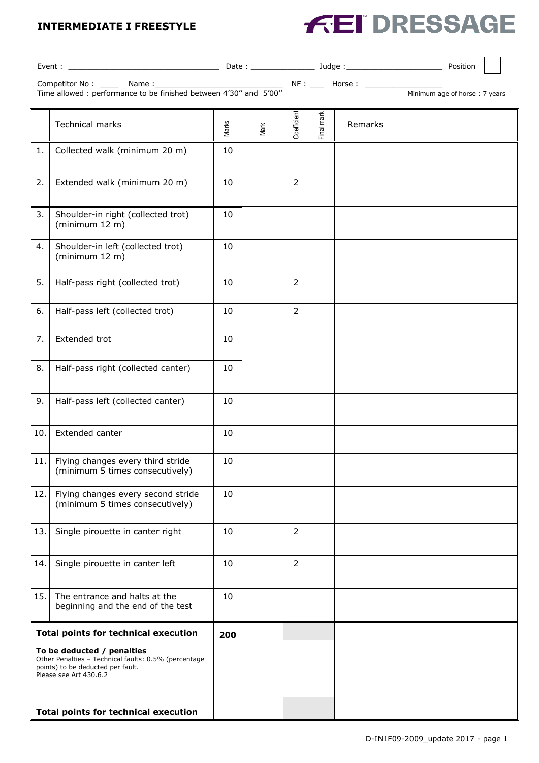# INTERMEDIATE I FREESTYLE

**FEI DRESSAGE**

Event : ______________________________ Date : ______________ Judge : ____________________ Position [ ]

Competitor No : _____ Name :___________________________ NF : ___ Horse : _________________

Time allowed : performance to be finished between 4'30'' and 5'00''

Minimum age of horse : 7 years

| | Technical marks | Marks | Mark | Coefficient | Final mark | Remarks |
|---|---|---|---|---|---|---|
| 1. | Collected walk (minimum 20 m) | 10 | | | | |
| 2. | Extended walk (minimum 20 m) | 10 | | 2 | | |
| 3. | Shoulder-in right (collected trot) (minimum 12 m) | 10 | | | | |
| 4. | Shoulder-in left (collected trot) (minimum 12 m) | 10 | | | | |
| 5. | Half-pass right (collected trot) | 10 | | 2 | | |
| 6. | Half-pass left (collected trot) | 10 | | 2 | | |
| 7. | Extended trot | 10 | | | | |
| 8. | Half-pass right (collected canter) | 10 | | | | |
| 9. | Half-pass left (collected canter) | 10 | | | | |
| 10. | Extended canter | 10 | | | | |
| 11. | Flying changes every third stride (minimum 5 times consecutively) | 10 | | | | |
| 12. | Flying changes every second stride (minimum 5 times consecutively) | 10 | | | | |
| 13. | Single pirouette in canter right | 10 | | 2 | | |
| 14. | Single pirouette in canter left | 10 | | 2 | | |
| 15. | The entrance and halts at the beginning and the end of the test | 10 | | | | |
| | **Total points for technical execution** | **200** | | | | |
| | **To be deducted / penalties** Other Penalties – Technical faults: 0.5% (percentage points) to be deducted per fault. Please see Art 430.6.2 | | | | | |
| | **Total points for technical execution** | | | | | |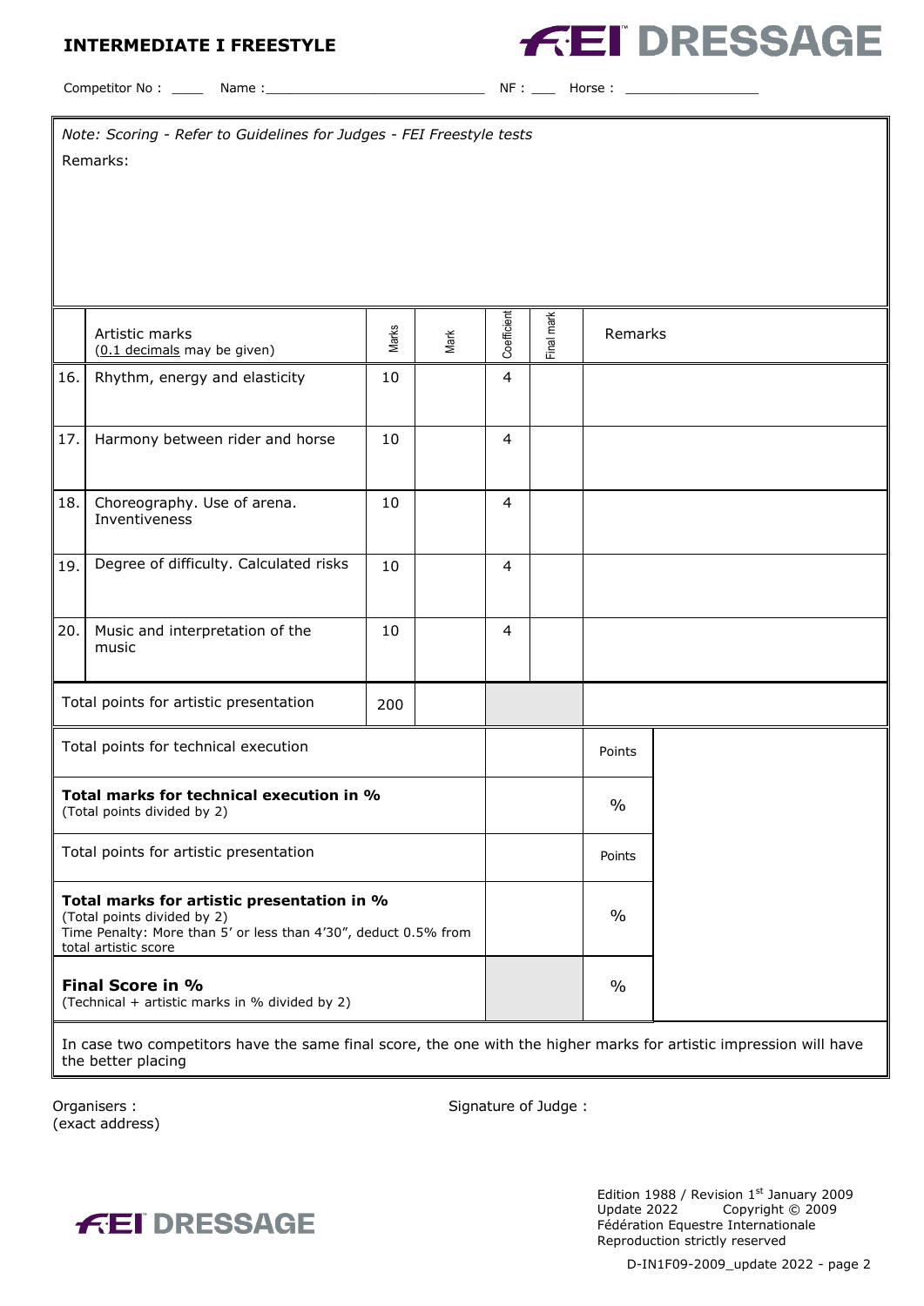# INTERMEDIATE I FREESTYLE

FEI DRESSAGE

Competitor No : ____ Name :____________________________ NF : ___ Horse : _________________

*Note: Scoring - Refer to Guidelines for Judges - FEI Freestyle tests*

Remarks:

| | Artistic marks (0.1 decimals may be given) | Marks | Mark | Coefficient | Final mark | Remarks |
|---|---|---|---|---|---|---|
| 16. | Rhythm, energy and elasticity | 10 | | 4 | | |
| 17. | Harmony between rider and horse | 10 | | 4 | | |
| 18. | Choreography. Use of arena. Inventiveness | 10 | | 4 | | |
| 19. | Degree of difficulty. Calculated risks | 10 | | 4 | | |
| 20. | Music and interpretation of the music | 10 | | 4 | | |
| | Total points for artistic presentation | 200 | | | | |

| | | |
|---|---|---|
| Total points for technical execution | | Points |
| **Total marks for technical execution in %** (Total points divided by 2) | | % |
| Total points for artistic presentation | | Points |
| **Total marks for artistic presentation in %** (Total points divided by 2) Time Penalty: More than 5' or less than 4'30", deduct 0.5% from total artistic score | | % |
| **Final Score in %** (Technical + artistic marks in % divided by 2) | | % |

In case two competitors have the same final score, the one with the higher marks for artistic impression will have the better placing

Organisers :
(exact address)

Signature of Judge :

Edition 1988 / Revision 1st January 2009
Update 2022 Copyright © 2009
Fédération Equestre Internationale
Reproduction strictly reserved

D-IN1F09-2009_update 2022